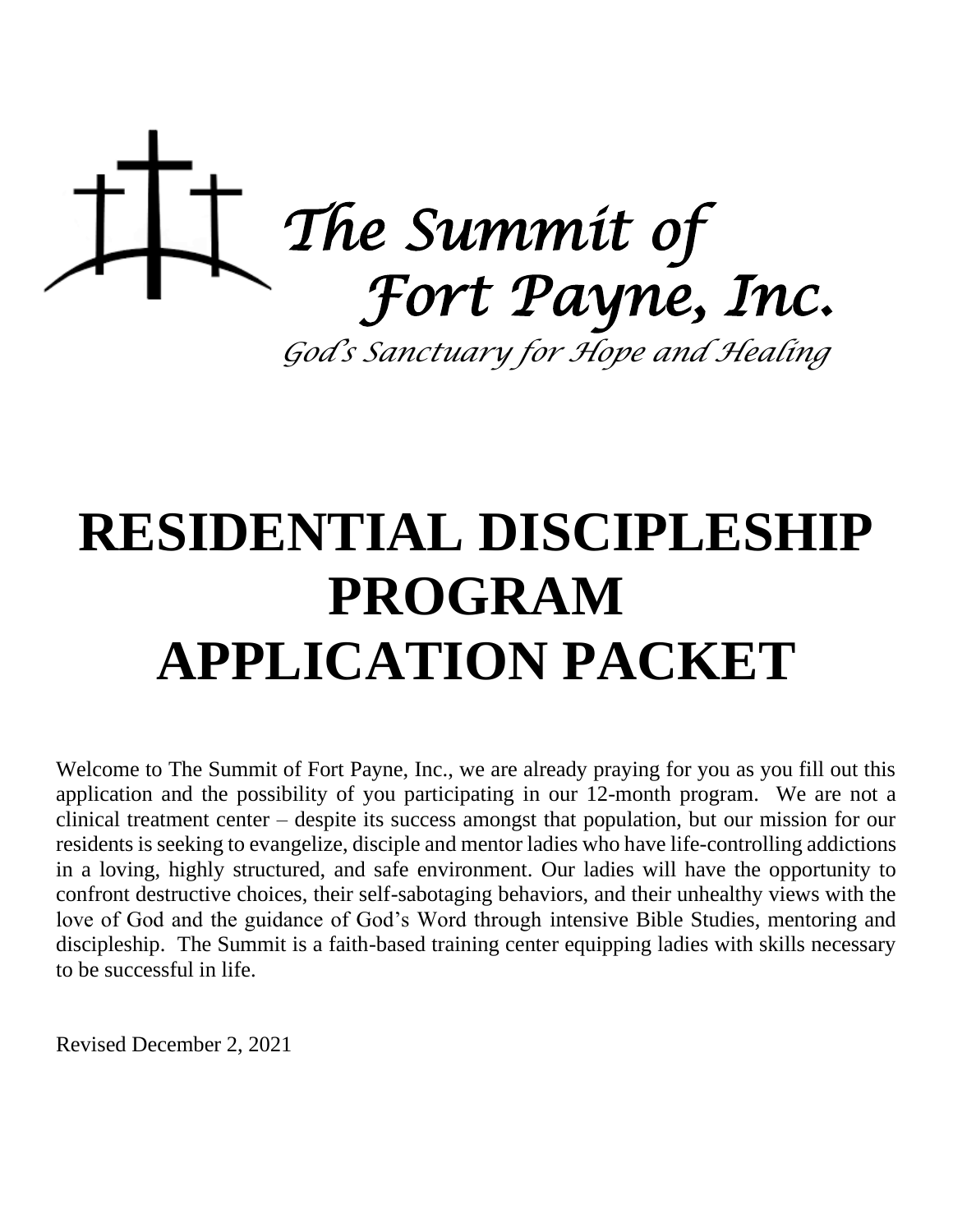*The Summit of Fort Payne, Inc.*

*God's Sanctuary for Hope and Healing*

# RESIDENTIAL DISCIPLESHIP PROGRAM APPLICATION PACKET

Welcome to The Summit of Fort Payne, Inc., we are already praying for you as you fill out this application and the possibility of you participating in our 12-month program. We are not a clinical treatment center – despite its success amongst that population, but our mission for our residents is seeking to evangelize, disciple and mentor ladies who have life-controlling addictions in a loving, highly structured, and safe environment. Our ladies will have the opportunity to confront destructive choices, their self-sabotaging behaviors, and their unhealthy views with the love of God and the guidance of God's Word through intensive Bible Studies, mentoring and discipleship. The Summit is a faith-based training center equipping ladies with skills necessary to be successful in life.

Revised December 2, 2021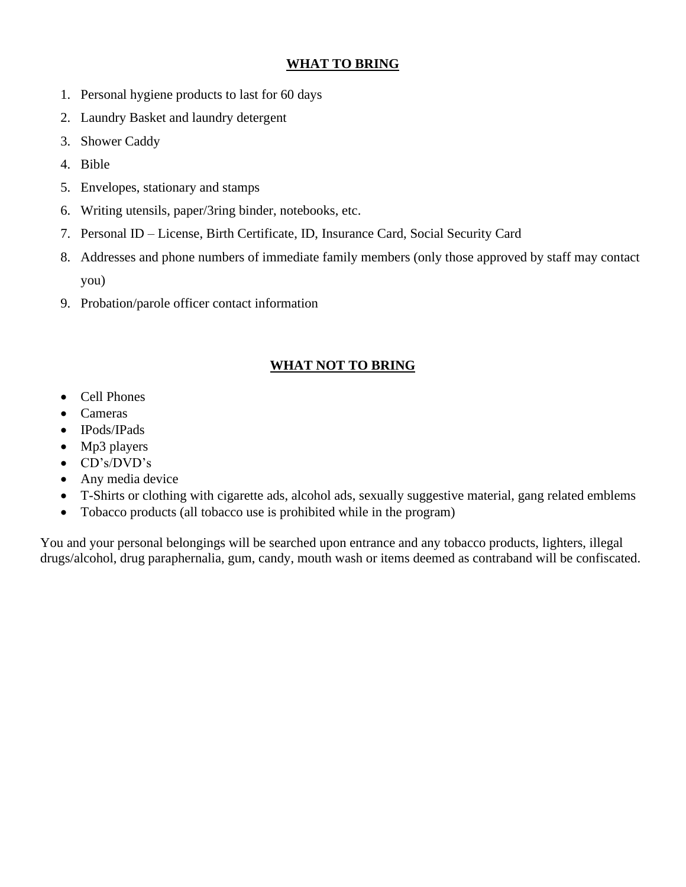## **WHAT TO BRING**

1. Personal hygiene products to last for 60 days
2. Laundry Basket and laundry detergent
3. Shower Caddy
4. Bible
5. Envelopes, stationary and stamps
6. Writing utensils, paper/3ring binder, notebooks, etc.
7. Personal ID – License, Birth Certificate, ID, Insurance Card, Social Security Card
8. Addresses and phone numbers of immediate family members (only those approved by staff may contact you)
9. Probation/parole officer contact information

## **WHAT NOT TO BRING**

- Cell Phones
- Cameras
- IPods/IPads
- Mp3 players
- CD's/DVD's
- Any media device
- T-Shirts or clothing with cigarette ads, alcohol ads, sexually suggestive material, gang related emblems
- Tobacco products (all tobacco use is prohibited while in the program)

You and your personal belongings will be searched upon entrance and any tobacco products, lighters, illegal drugs/alcohol, drug paraphernalia, gum, candy, mouth wash or items deemed as contraband will be confiscated.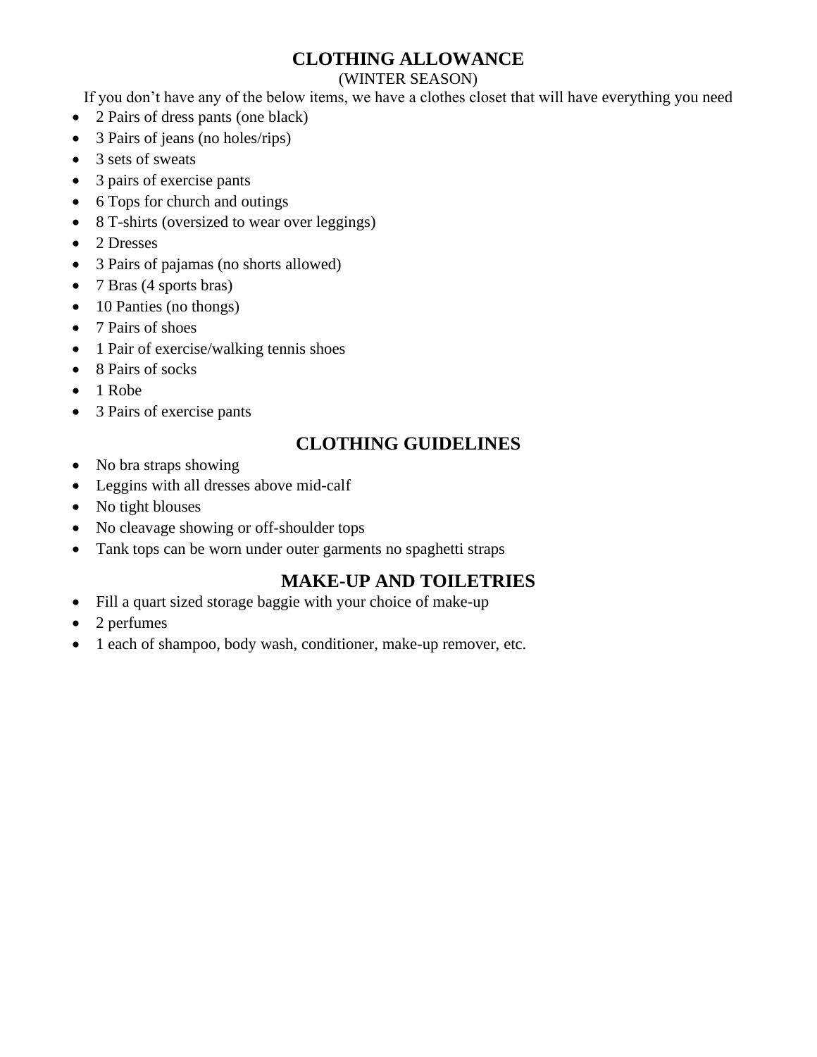## CLOTHING ALLOWANCE

(WINTER SEASON)

If you don't have any of the below items, we have a clothes closet that will have everything you need

- 2 Pairs of dress pants (one black)
- 3 Pairs of jeans (no holes/rips)
- 3 sets of sweats
- 3 pairs of exercise pants
- 6 Tops for church and outings
- 8 T-shirts (oversized to wear over leggings)
- 2 Dresses
- 3 Pairs of pajamas (no shorts allowed)
- 7 Bras (4 sports bras)
- 10 Panties (no thongs)
- 7 Pairs of shoes
- 1 Pair of exercise/walking tennis shoes
- 8 Pairs of socks
- 1 Robe
- 3 Pairs of exercise pants

## CLOTHING GUIDELINES

- No bra straps showing
- Leggins with all dresses above mid-calf
- No tight blouses
- No cleavage showing or off-shoulder tops
- Tank tops can be worn under outer garments no spaghetti straps

## MAKE-UP AND TOILETRIES

- Fill a quart sized storage baggie with your choice of make-up
- 2 perfumes
- 1 each of shampoo, body wash, conditioner, make-up remover, etc.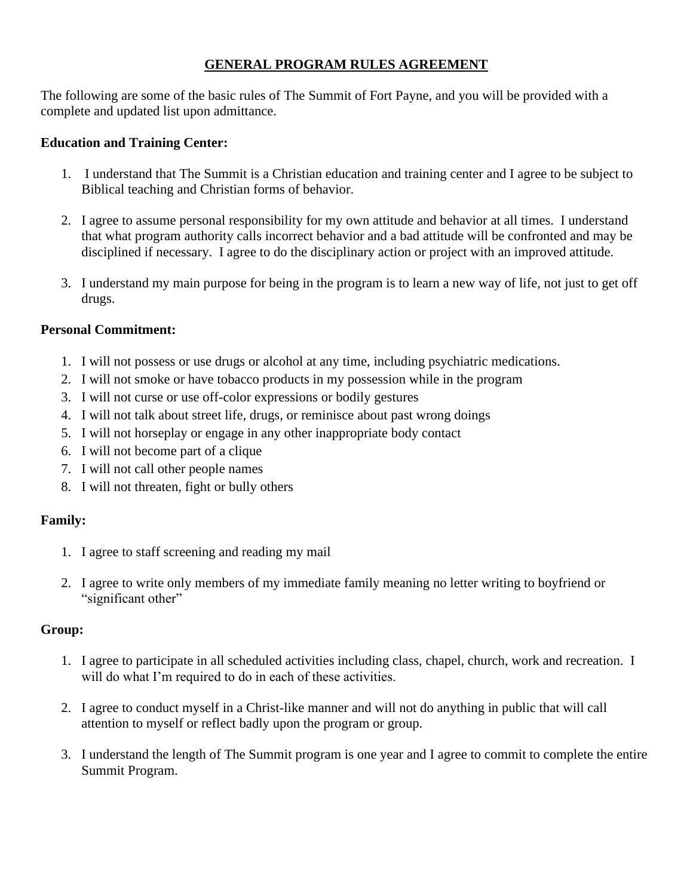## GENERAL PROGRAM RULES AGREEMENT

The following are some of the basic rules of The Summit of Fort Payne, and you will be provided with a complete and updated list upon admittance.

**Education and Training Center:**

1. I understand that The Summit is a Christian education and training center and I agree to be subject to Biblical teaching and Christian forms of behavior.

2. I agree to assume personal responsibility for my own attitude and behavior at all times. I understand that what program authority calls incorrect behavior and a bad attitude will be confronted and may be disciplined if necessary. I agree to do the disciplinary action or project with an improved attitude.

3. I understand my main purpose for being in the program is to learn a new way of life, not just to get off drugs.

**Personal Commitment:**

1. I will not possess or use drugs or alcohol at any time, including psychiatric medications.
2. I will not smoke or have tobacco products in my possession while in the program
3. I will not curse or use off-color expressions or bodily gestures
4. I will not talk about street life, drugs, or reminisce about past wrong doings
5. I will not horseplay or engage in any other inappropriate body contact
6. I will not become part of a clique
7. I will not call other people names
8. I will not threaten, fight or bully others

**Family:**

1. I agree to staff screening and reading my mail

2. I agree to write only members of my immediate family meaning no letter writing to boyfriend or "significant other"

**Group:**

1. I agree to participate in all scheduled activities including class, chapel, church, work and recreation. I will do what I'm required to do in each of these activities.

2. I agree to conduct myself in a Christ-like manner and will not do anything in public that will call attention to myself or reflect badly upon the program or group.

3. I understand the length of The Summit program is one year and I agree to commit to complete the entire Summit Program.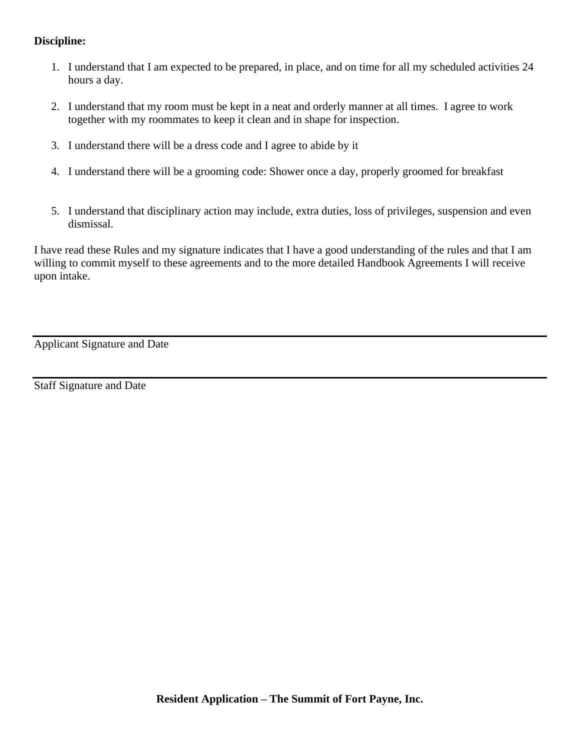**Discipline:**

1. I understand that I am expected to be prepared, in place, and on time for all my scheduled activities 24 hours a day.

2. I understand that my room must be kept in a neat and orderly manner at all times. I agree to work together with my roommates to keep it clean and in shape for inspection.

3. I understand there will be a dress code and I agree to abide by it

4. I understand there will be a grooming code: Shower once a day, properly groomed for breakfast

5. I understand that disciplinary action may include, extra duties, loss of privileges, suspension and even dismissal.

I have read these Rules and my signature indicates that I have a good understanding of the rules and that I am willing to commit myself to these agreements and to the more detailed Handbook Agreements I will receive upon intake.

---

Applicant Signature and Date

---

Staff Signature and Date

**Resident Application – The Summit of Fort Payne, Inc.**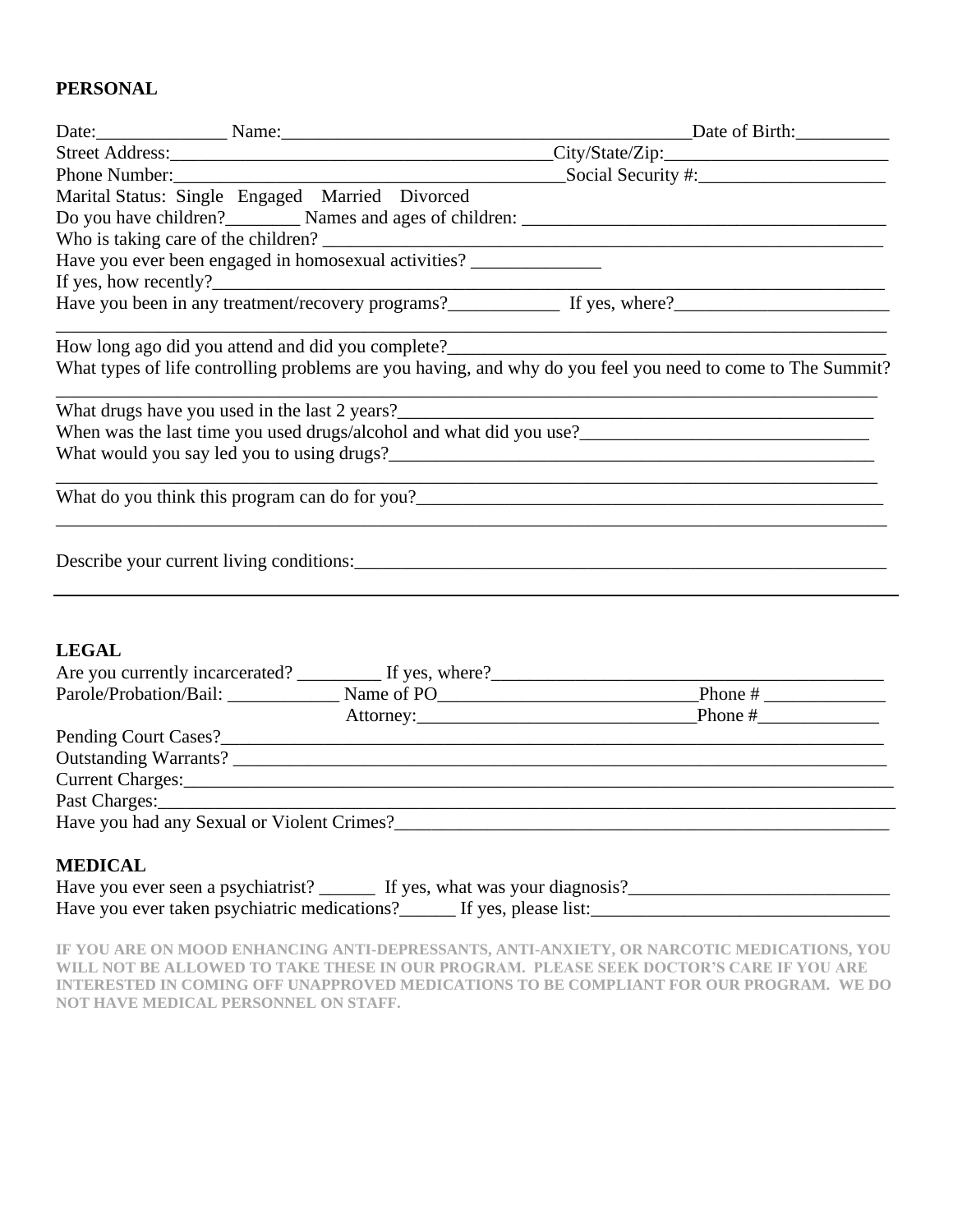**PERSONAL**

Date:______________ Name:_____________________________________________Date of Birth:__________

Street Address:_________________________________________City/State/Zip:________________________

Phone Number:__________________________________________Social Security #:____________________

Marital Status: Single Engaged Married Divorced

Do you have children?________ Names and ages of children: _______________________________________

Who is taking care of the children? ______________________________________________________________

Have you ever been engaged in homosexual activities? ______________

If yes, how recently?____________________________________________________________________________

Have you been in any treatment/recovery programs?____________ If yes, where?_______________________

_____________________________________________________________________________________________

How long ago did you attend and did you complete?________________________________________________

What types of life controlling problems are you having, and why do you feel you need to come to The Summit?

_____________________________________________________________________________________________

What drugs have you used in the last 2 years?______________________________________________________

When was the last time you used drugs/alcohol and what did you use?________________________________

What would you say led you to using drugs?_______________________________________________________

_____________________________________________________________________________________________

What do you think this program can do for you?____________________________________________________

_____________________________________________________________________________________________

Describe your current living conditions:____________________________________________________________

---

**LEGAL**

Are you currently incarcerated? _________ If yes, where?_____________________________________________

Parole/Probation/Bail: ____________ Name of PO___________________________Phone # _____________

Attorney:_____________________________Phone #_____________

Pending Court Cases?_________________________________________________________________________

Outstanding Warrants? ________________________________________________________________________

Current Charges:______________________________________________________________________________

Past Charges:_________________________________________________________________________________

Have you had any Sexual or Violent Crimes?_______________________________________________________

**MEDICAL**

Have you ever seen a psychiatrist? ______ If yes, what was your diagnosis?____________________________

Have you ever taken psychiatric medications?______ If yes, please list:________________________________

**IF YOU ARE ON MOOD ENHANCING ANTI-DEPRESSANTS, ANTI-ANXIETY, OR NARCOTIC MEDICATIONS, YOU WILL NOT BE ALLOWED TO TAKE THESE IN OUR PROGRAM. PLEASE SEEK DOCTOR'S CARE IF YOU ARE INTERESTED IN COMING OFF UNAPPROVED MEDICATIONS TO BE COMPLIANT FOR OUR PROGRAM. WE DO NOT HAVE MEDICAL PERSONNEL ON STAFF.**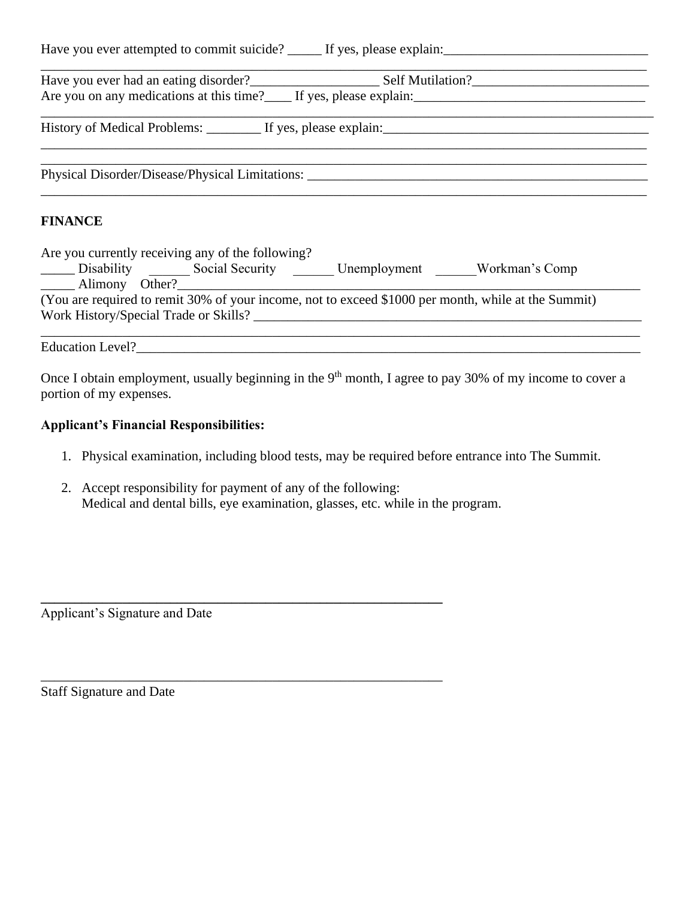Have you ever attempted to commit suicide? _____ If yes, please explain:______________________________
_____________________________________________________________________________________

Have you ever had an eating disorder?___________________ Self Mutilation?___________________________

Are you on any medications at this time?____ If yes, please explain:___________________________________
_____________________________________________________________________________________

History of Medical Problems: ________ If yes, please explain:_______________________________________
_____________________________________________________________________________________
_____________________________________________________________________________________

Physical Disorder/Disease/Physical Limitations: ____________________________________________________
_____________________________________________________________________________________

**FINANCE**

Are you currently receiving any of the following?

_____ Disability ______ Social Security ______ Unemployment ______Workman's Comp

_____ Alimony Other?______________________________________________________________

(You are required to remit 30% of your income, not to exceed $1000 per month, while at the Summit)

Work History/Special Trade or Skills? ______________________________________________________
_____________________________________________________________________________________

Education Level?____________________________________________________________________

Once I obtain employment, usually beginning in the 9th month, I agree to pay 30% of my income to cover a portion of my expenses.

**Applicant's Financial Responsibilities:**

1. Physical examination, including blood tests, may be required before entrance into The Summit.

2. Accept responsibility for payment of any of the following:
   Medical and dental bills, eye examination, glasses, etc. while in the program.

_____________________________________________________________

Applicant's Signature and Date

_____________________________________________________________

Staff Signature and Date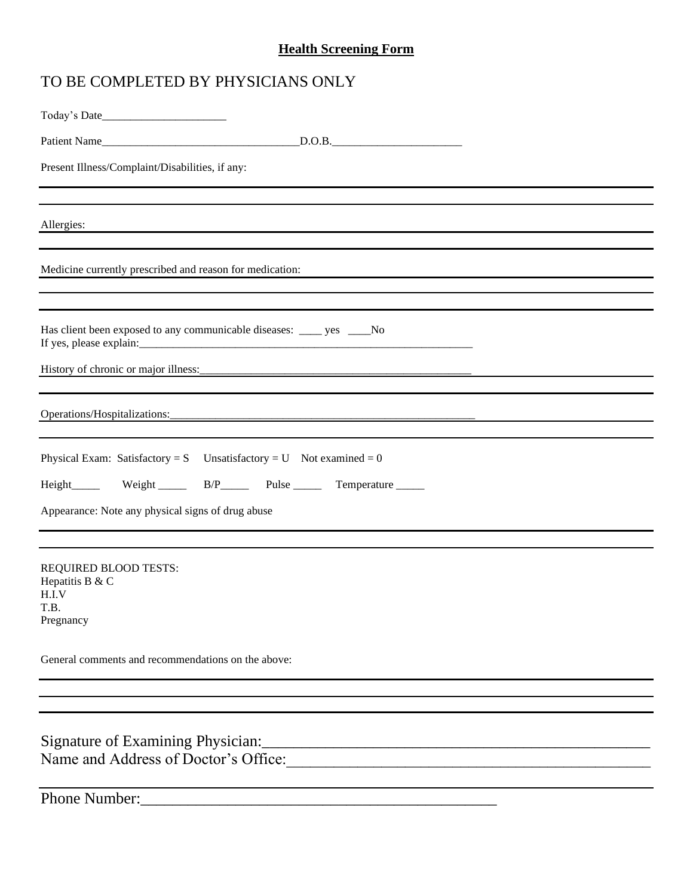# Health Screening Form

TO BE COMPLETED BY PHYSICIANS ONLY

Today's Date______________________

Patient Name___________________________________D.O.B.________________________

Present Illness/Complaint/Disabilities, if any:

Allergies:

Medicine currently prescribed and reason for medication:

Has client been exposed to any communicable diseases: ____ yes ____No
If yes, please explain:_____________________________________________________________

History of chronic or major illness:_________________________________________________

Operations/Hospitalizations:___________________________________________________________

Physical Exam: Satisfactory = S Unsatisfactory = U Not examined = 0

Height_____ Weight _____ B/P_____ Pulse _____ Temperature _____

Appearance: Note any physical signs of drug abuse

REQUIRED BLOOD TESTS:
Hepatitis B & C
H.I.V
T.B.
Pregnancy

General comments and recommendations on the above:

Signature of Examining Physician:_________________________________________________

Name and Address of Doctor's Office:______________________________________________

Phone Number:_______________________________________________